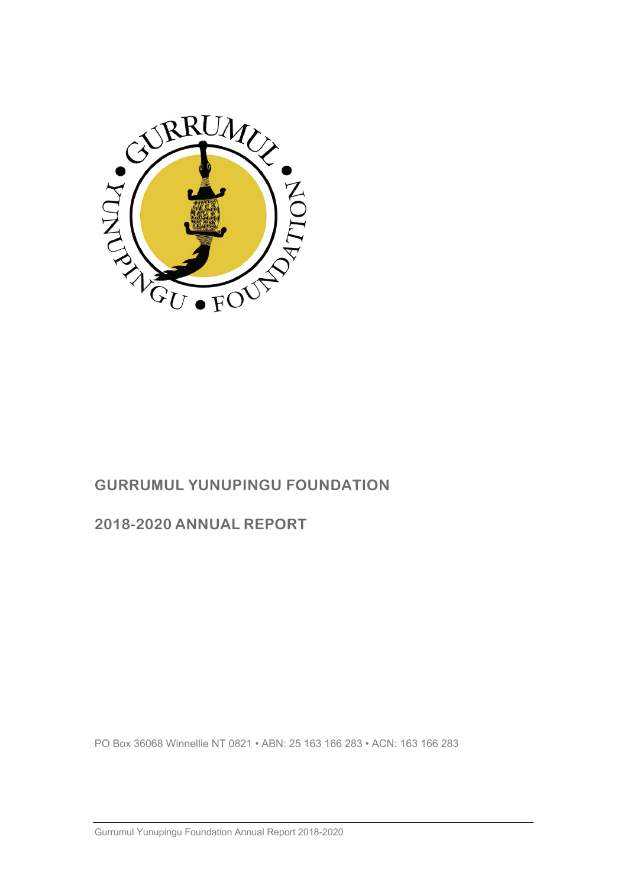# GURRUMUL YUNUPINGU FOUNDATION

## 2018-2020 ANNUAL REPORT

PO Box 36068 Winnellie NT 0821 • ABN: 25 163 166 283 • ACN: 163 166 283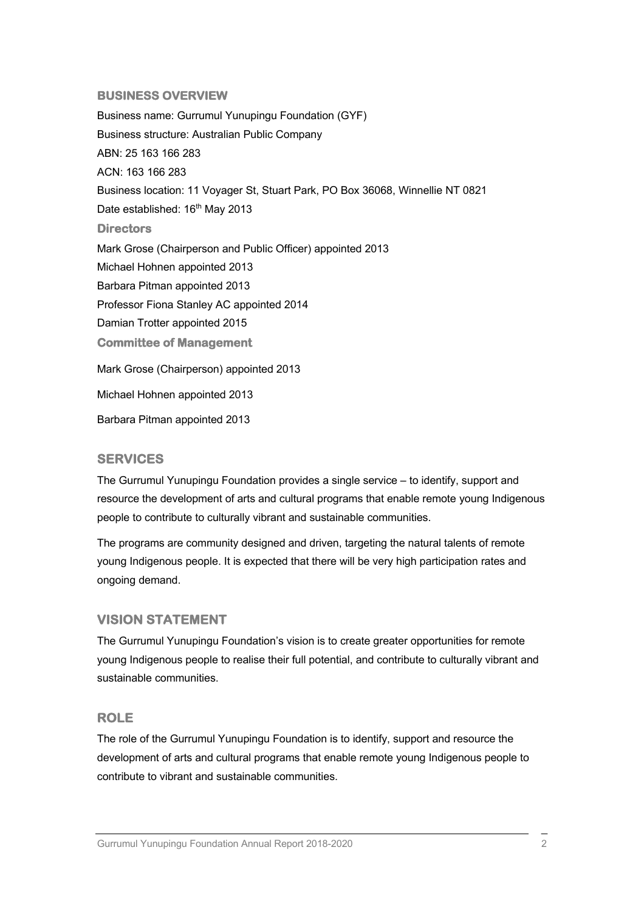## BUSINESS OVERVIEW

Business name: Gurrumul Yunupingu Foundation (GYF)

Business structure: Australian Public Company

ABN: 25 163 166 283

ACN: 163 166 283

Business location: 11 Voyager St, Stuart Park, PO Box 36068, Winnellie NT 0821

Date established: 16th May 2013

### Directors

Mark Grose (Chairperson and Public Officer) appointed 2013

Michael Hohnen appointed 2013

Barbara Pitman appointed 2013

Professor Fiona Stanley AC appointed 2014

Damian Trotter appointed 2015

### Committee of Management

Mark Grose (Chairperson) appointed 2013

Michael Hohnen appointed 2013

Barbara Pitman appointed 2013

## SERVICES

The Gurrumul Yunupingu Foundation provides a single service – to identify, support and resource the development of arts and cultural programs that enable remote young Indigenous people to contribute to culturally vibrant and sustainable communities.

The programs are community designed and driven, targeting the natural talents of remote young Indigenous people. It is expected that there will be very high participation rates and ongoing demand.

## VISION STATEMENT

The Gurrumul Yunupingu Foundation's vision is to create greater opportunities for remote young Indigenous people to realise their full potential, and contribute to culturally vibrant and sustainable communities.

## ROLE

The role of the Gurrumul Yunupingu Foundation is to identify, support and resource the development of arts and cultural programs that enable remote young Indigenous people to contribute to vibrant and sustainable communities.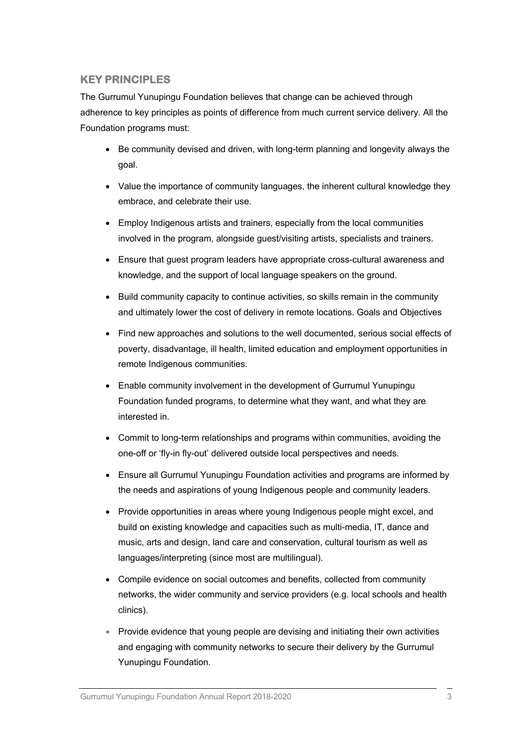## KEY PRINCIPLES

The Gurrumul Yunupingu Foundation believes that change can be achieved through adherence to key principles as points of difference from much current service delivery. All the Foundation programs must:

- Be community devised and driven, with long-term planning and longevity always the goal.
- Value the importance of community languages, the inherent cultural knowledge they embrace, and celebrate their use.
- Employ Indigenous artists and trainers, especially from the local communities involved in the program, alongside guest/visiting artists, specialists and trainers.
- Ensure that guest program leaders have appropriate cross-cultural awareness and knowledge, and the support of local language speakers on the ground.
- Build community capacity to continue activities, so skills remain in the community and ultimately lower the cost of delivery in remote locations. Goals and Objectives
- Find new approaches and solutions to the well documented, serious social effects of poverty, disadvantage, ill health, limited education and employment opportunities in remote Indigenous communities.
- Enable community involvement in the development of Gurrumul Yunupingu Foundation funded programs, to determine what they want, and what they are interested in.
- Commit to long-term relationships and programs within communities, avoiding the one-off or 'fly-in fly-out' delivered outside local perspectives and needs.
- Ensure all Gurrumul Yunupingu Foundation activities and programs are informed by the needs and aspirations of young Indigenous people and community leaders.
- Provide opportunities in areas where young Indigenous people might excel, and build on existing knowledge and capacities such as multi-media, IT, dance and music, arts and design, land care and conservation, cultural tourism as well as languages/interpreting (since most are multilingual).
- Compile evidence on social outcomes and benefits, collected from community networks, the wider community and service providers (e.g. local schools and health clinics).
- Provide evidence that young people are devising and initiating their own activities and engaging with community networks to secure their delivery by the Gurrumul Yunupingu Foundation.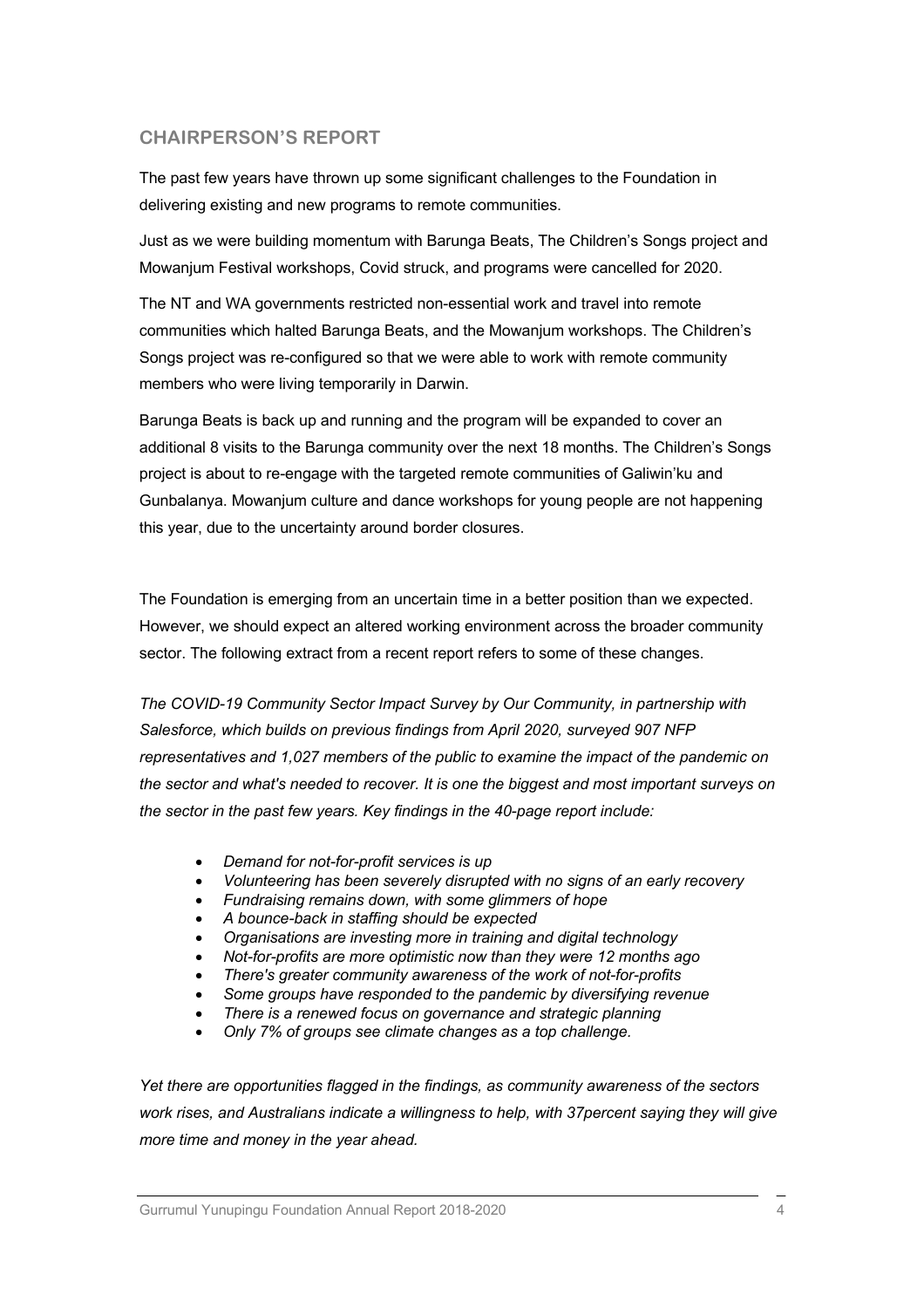## CHAIRPERSON'S REPORT

The past few years have thrown up some significant challenges to the Foundation in delivering existing and new programs to remote communities.

Just as we were building momentum with Barunga Beats, The Children's Songs project and Mowanjum Festival workshops, Covid struck, and programs were cancelled for 2020.

The NT and WA governments restricted non-essential work and travel into remote communities which halted Barunga Beats, and the Mowanjum workshops. The Children's Songs project was re-configured so that we were able to work with remote community members who were living temporarily in Darwin.

Barunga Beats is back up and running and the program will be expanded to cover an additional 8 visits to the Barunga community over the next 18 months. The Children's Songs project is about to re-engage with the targeted remote communities of Galiwin'ku and Gunbalanya. Mowanjum culture and dance workshops for young people are not happening this year, due to the uncertainty around border closures.

The Foundation is emerging from an uncertain time in a better position than we expected. However, we should expect an altered working environment across the broader community sector. The following extract from a recent report refers to some of these changes.

*The COVID-19 Community Sector Impact Survey by Our Community, in partnership with Salesforce, which builds on previous findings from April 2020, surveyed 907 NFP representatives and 1,027 members of the public to examine the impact of the pandemic on the sector and what's needed to recover. It is one the biggest and most important surveys on the sector in the past few years. Key findings in the 40-page report include:*

- *Demand for not-for-profit services is up*
- *Volunteering has been severely disrupted with no signs of an early recovery*
- *Fundraising remains down, with some glimmers of hope*
- *A bounce-back in staffing should be expected*
- *Organisations are investing more in training and digital technology*
- *Not-for-profits are more optimistic now than they were 12 months ago*
- *There's greater community awareness of the work of not-for-profits*
- *Some groups have responded to the pandemic by diversifying revenue*
- *There is a renewed focus on governance and strategic planning*
- *Only 7% of groups see climate changes as a top challenge.*

*Yet there are opportunities flagged in the findings, as community awareness of the sectors work rises, and Australians indicate a willingness to help, with 37percent saying they will give more time and money in the year ahead.*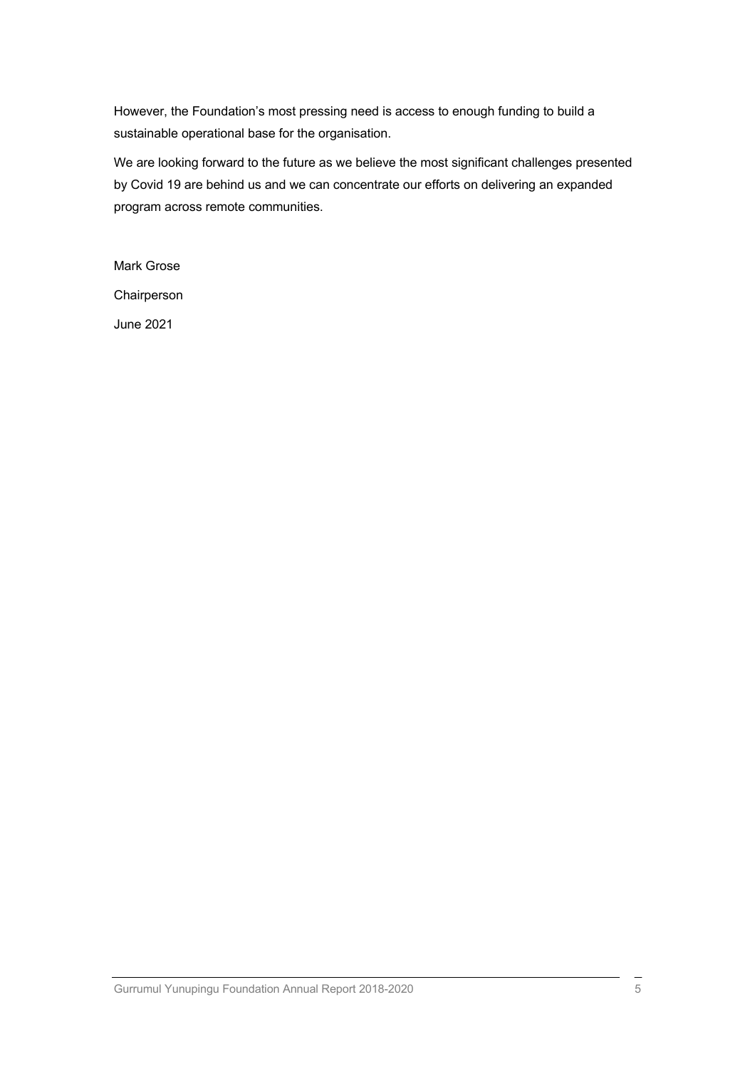However, the Foundation's most pressing need is access to enough funding to build a sustainable operational base for the organisation.

We are looking forward to the future as we believe the most significant challenges presented by Covid 19 are behind us and we can concentrate our efforts on delivering an expanded program across remote communities.

Mark Grose

Chairperson

June 2021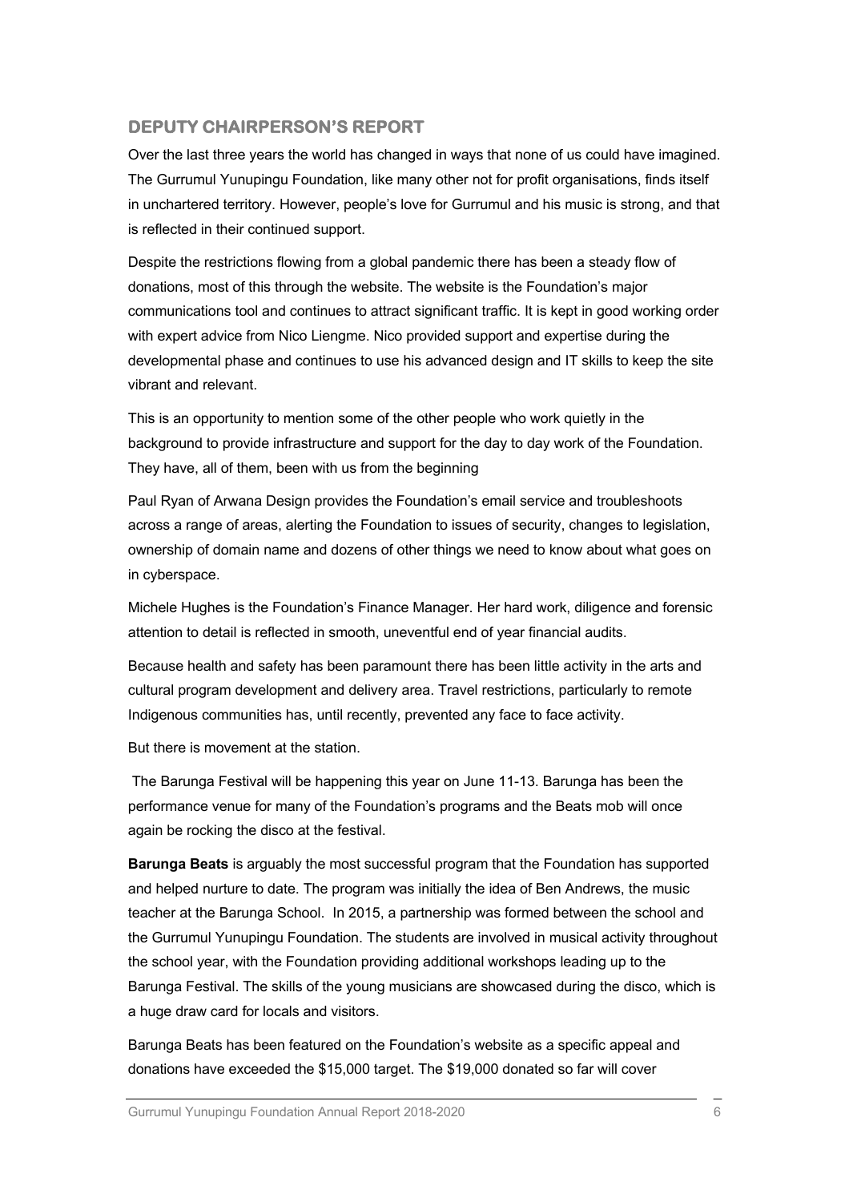## DEPUTY CHAIRPERSON'S REPORT

Over the last three years the world has changed in ways that none of us could have imagined. The Gurrumul Yunupingu Foundation, like many other not for profit organisations, finds itself in unchartered territory. However, people's love for Gurrumul and his music is strong, and that is reflected in their continued support.

Despite the restrictions flowing from a global pandemic there has been a steady flow of donations, most of this through the website. The website is the Foundation's major communications tool and continues to attract significant traffic. It is kept in good working order with expert advice from Nico Liengme. Nico provided support and expertise during the developmental phase and continues to use his advanced design and IT skills to keep the site vibrant and relevant.

This is an opportunity to mention some of the other people who work quietly in the background to provide infrastructure and support for the day to day work of the Foundation. They have, all of them, been with us from the beginning

Paul Ryan of Arwana Design provides the Foundation's email service and troubleshoots across a range of areas, alerting the Foundation to issues of security, changes to legislation, ownership of domain name and dozens of other things we need to know about what goes on in cyberspace.

Michele Hughes is the Foundation's Finance Manager. Her hard work, diligence and forensic attention to detail is reflected in smooth, uneventful end of year financial audits.

Because health and safety has been paramount there has been little activity in the arts and cultural program development and delivery area. Travel restrictions, particularly to remote Indigenous communities has, until recently, prevented any face to face activity.

But there is movement at the station.

The Barunga Festival will be happening this year on June 11-13. Barunga has been the performance venue for many of the Foundation's programs and the Beats mob will once again be rocking the disco at the festival.

**Barunga Beats** is arguably the most successful program that the Foundation has supported and helped nurture to date. The program was initially the idea of Ben Andrews, the music teacher at the Barunga School. In 2015, a partnership was formed between the school and the Gurrumul Yunupingu Foundation. The students are involved in musical activity throughout the school year, with the Foundation providing additional workshops leading up to the Barunga Festival. The skills of the young musicians are showcased during the disco, which is a huge draw card for locals and visitors.

Barunga Beats has been featured on the Foundation's website as a specific appeal and donations have exceeded the $15,000 target. The $19,000 donated so far will cover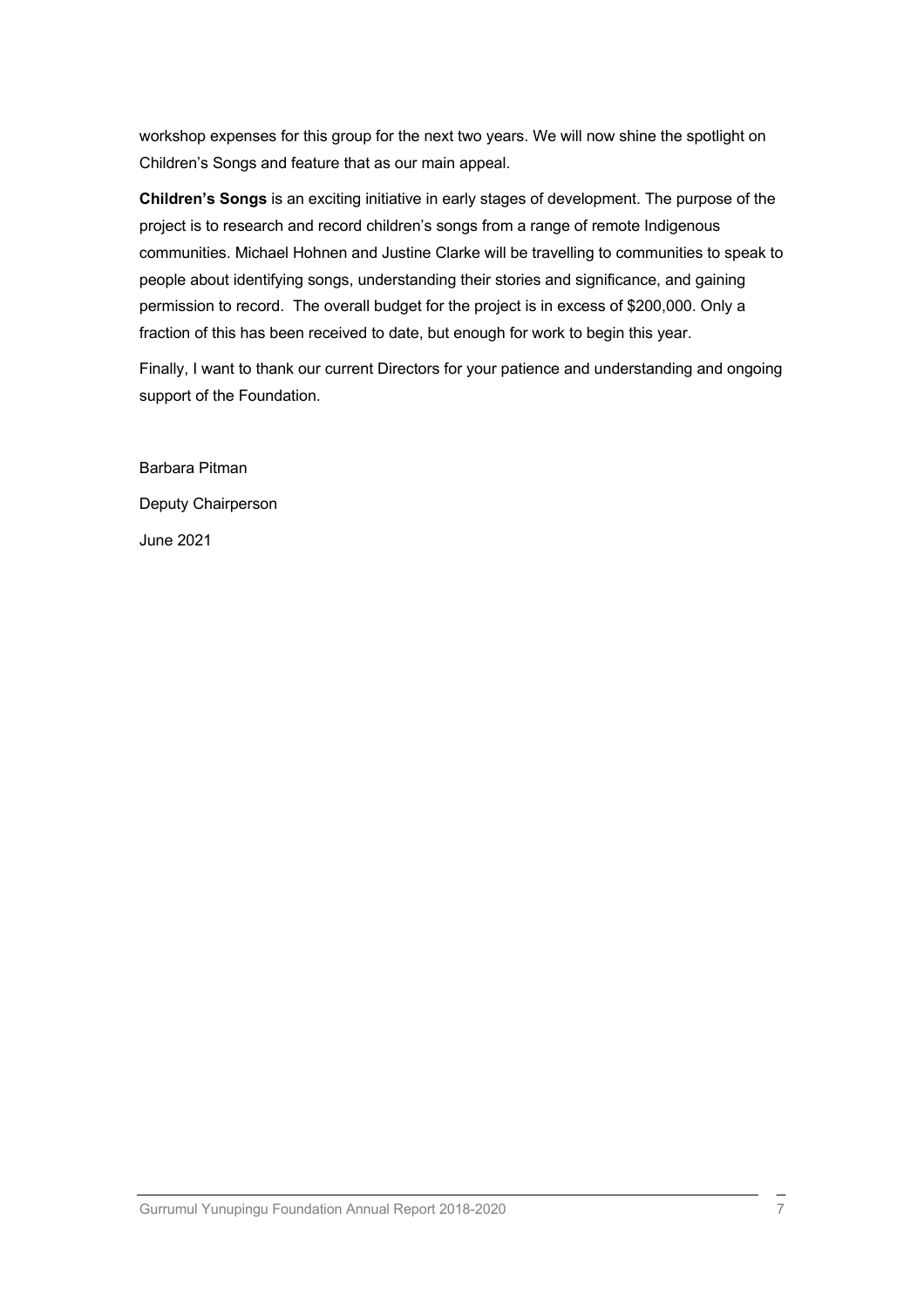workshop expenses for this group for the next two years. We will now shine the spotlight on Children's Songs and feature that as our main appeal.

**Children's Songs** is an exciting initiative in early stages of development. The purpose of the project is to research and record children's songs from a range of remote Indigenous communities. Michael Hohnen and Justine Clarke will be travelling to communities to speak to people about identifying songs, understanding their stories and significance, and gaining permission to record. The overall budget for the project is in excess of $200,000. Only a fraction of this has been received to date, but enough for work to begin this year.

Finally, I want to thank our current Directors for your patience and understanding and ongoing support of the Foundation.

Barbara Pitman

Deputy Chairperson

June 2021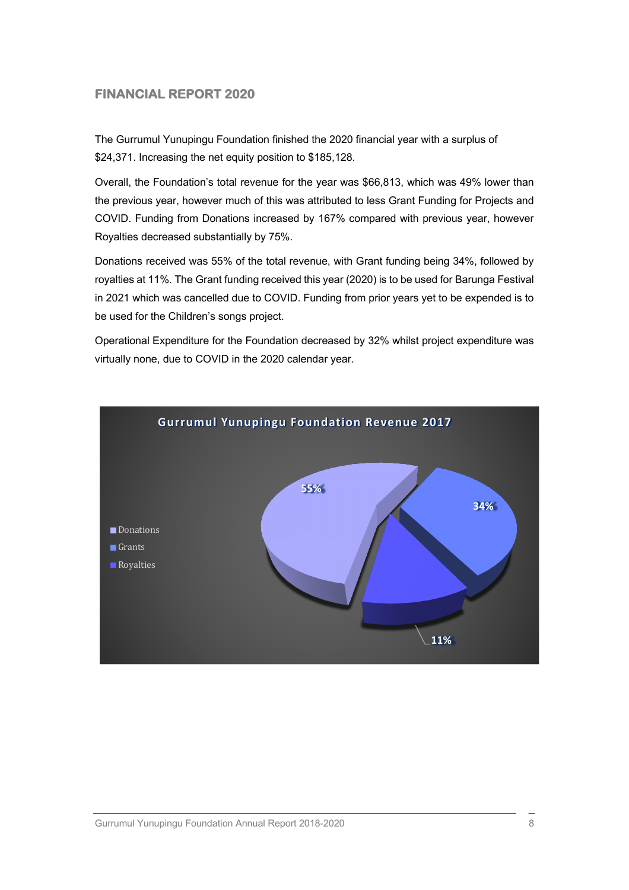## FINANCIAL REPORT 2020

The Gurrumul Yunupingu Foundation finished the 2020 financial year with a surplus of $24,371. Increasing the net equity position to $185,128.

Overall, the Foundation's total revenue for the year was $66,813, which was 49% lower than the previous year, however much of this was attributed to less Grant Funding for Projects and COVID. Funding from Donations increased by 167% compared with previous year, however Royalties decreased substantially by 75%.

Donations received was 55% of the total revenue, with Grant funding being 34%, followed by royalties at 11%. The Grant funding received this year (2020) is to be used for Barunga Festival in 2021 which was cancelled due to COVID. Funding from prior years yet to be expended is to be used for the Children's songs project.

Operational Expenditure for the Foundation decreased by 32% whilst project expenditure was virtually none, due to COVID in the 2020 calendar year.

Gurrumul Yunupingu Foundation Revenue 2017

Donations
Grants
Royalties

55%
34%
11%